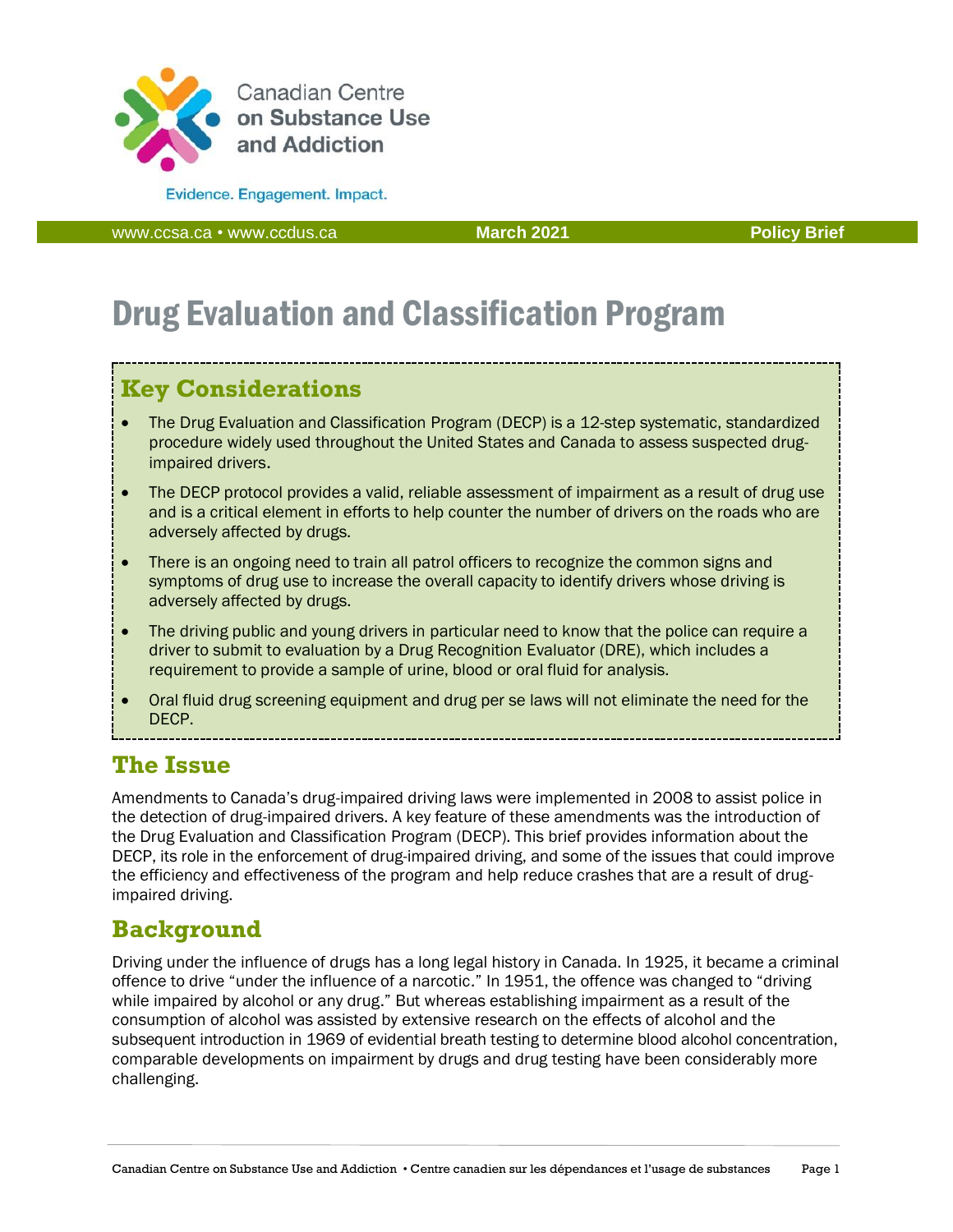Canadian Centre on Substance Use and Addiction

Evidence. Engagement. Impact.

www.ccsa.ca • www.ccdus.ca | March 2021 | Policy Brief

# Drug Evaluation and Classification Program

## Key Considerations

- The Drug Evaluation and Classification Program (DECP) is a 12-step systematic, standardized procedure widely used throughout the United States and Canada to assess suspected drug-impaired drivers.
- The DECP protocol provides a valid, reliable assessment of impairment as a result of drug use and is a critical element in efforts to help counter the number of drivers on the roads who are adversely affected by drugs.
- There is an ongoing need to train all patrol officers to recognize the common signs and symptoms of drug use to increase the overall capacity to identify drivers whose driving is adversely affected by drugs.
- The driving public and young drivers in particular need to know that the police can require a driver to submit to evaluation by a Drug Recognition Evaluator (DRE), which includes a requirement to provide a sample of urine, blood or oral fluid for analysis.
- Oral fluid drug screening equipment and drug per se laws will not eliminate the need for the DECP.

## The Issue

Amendments to Canada's drug-impaired driving laws were implemented in 2008 to assist police in the detection of drug-impaired drivers. A key feature of these amendments was the introduction of the Drug Evaluation and Classification Program (DECP). This brief provides information about the DECP, its role in the enforcement of drug-impaired driving, and some of the issues that could improve the efficiency and effectiveness of the program and help reduce crashes that are a result of drug-impaired driving.

## Background

Driving under the influence of drugs has a long legal history in Canada. In 1925, it became a criminal offence to drive "under the influence of a narcotic." In 1951, the offence was changed to "driving while impaired by alcohol or any drug." But whereas establishing impairment as a result of the consumption of alcohol was assisted by extensive research on the effects of alcohol and the subsequent introduction in 1969 of evidential breath testing to determine blood alcohol concentration, comparable developments on impairment by drugs and drug testing have been considerably more challenging.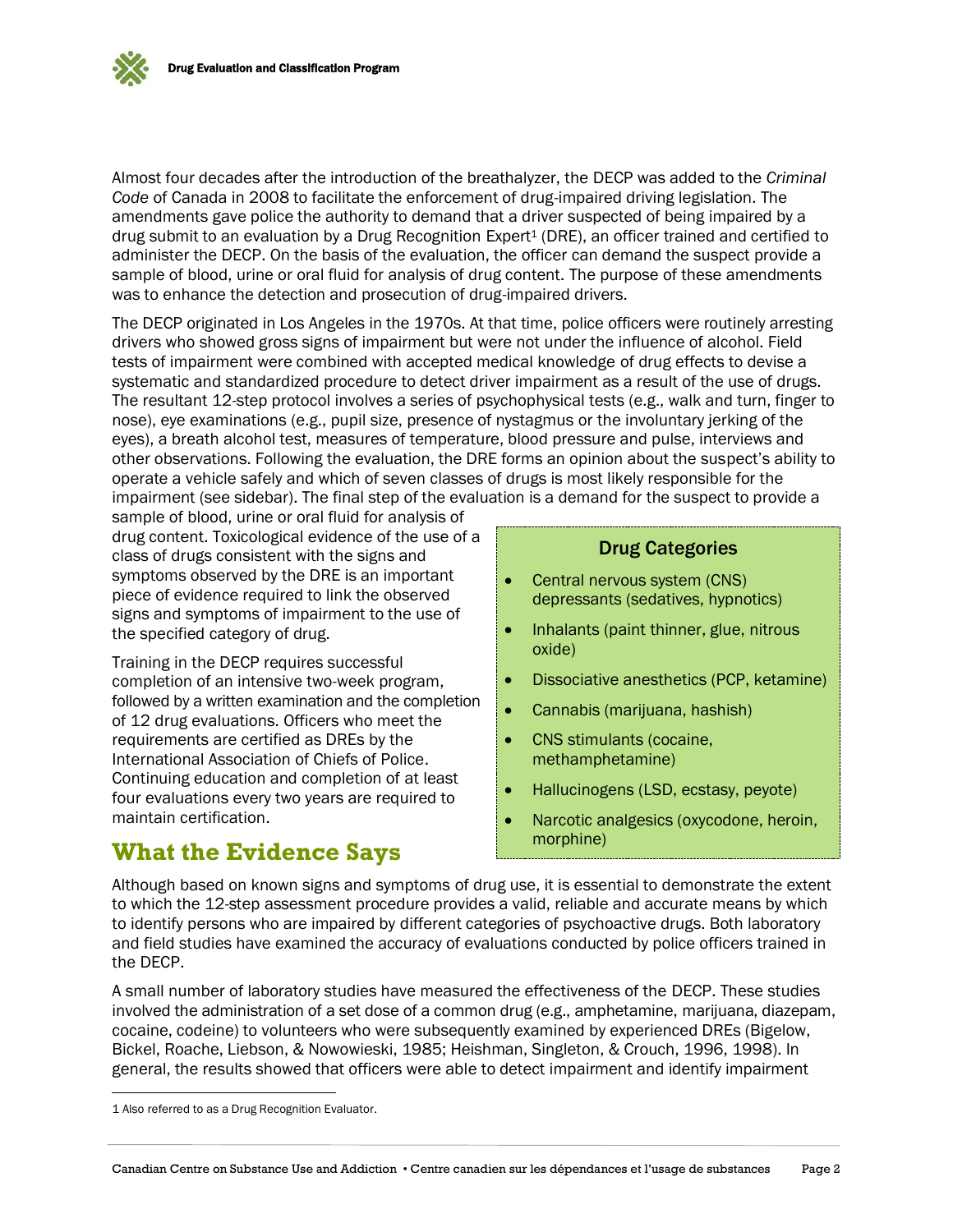Almost four decades after the introduction of the breathalyzer, the DECP was added to the *Criminal Code* of Canada in 2008 to facilitate the enforcement of drug-impaired driving legislation. The amendments gave police the authority to demand that a driver suspected of being impaired by a drug submit to an evaluation by a Drug Recognition Expert[1] (DRE), an officer trained and certified to administer the DECP. On the basis of the evaluation, the officer can demand the suspect provide a sample of blood, urine or oral fluid for analysis of drug content. The purpose of these amendments was to enhance the detection and prosecution of drug-impaired drivers.

The DECP originated in Los Angeles in the 1970s. At that time, police officers were routinely arresting drivers who showed gross signs of impairment but were not under the influence of alcohol. Field tests of impairment were combined with accepted medical knowledge of drug effects to devise a systematic and standardized procedure to detect driver impairment as a result of the use of drugs. The resultant 12-step protocol involves a series of psychophysical tests (e.g., walk and turn, finger to nose), eye examinations (e.g., pupil size, presence of nystagmus or the involuntary jerking of the eyes), a breath alcohol test, measures of temperature, blood pressure and pulse, interviews and other observations. Following the evaluation, the DRE forms an opinion about the suspect's ability to operate a vehicle safely and which of seven classes of drugs is most likely responsible for the impairment (see sidebar). The final step of the evaluation is a demand for the suspect to provide a sample of blood, urine or oral fluid for analysis of drug content. Toxicological evidence of the use of a class of drugs consistent with the signs and symptoms observed by the DRE is an important piece of evidence required to link the observed signs and symptoms of impairment to the use of the specified category of drug.

Training in the DECP requires successful completion of an intensive two-week program, followed by a written examination and the completion of 12 drug evaluations. Officers who meet the requirements are certified as DREs by the International Association of Chiefs of Police. Continuing education and completion of at least four evaluations every two years are required to maintain certification.

### Drug Categories

- Central nervous system (CNS) depressants (sedatives, hypnotics)
- Inhalants (paint thinner, glue, nitrous oxide)
- Dissociative anesthetics (PCP, ketamine)
- Cannabis (marijuana, hashish)
- CNS stimulants (cocaine, methamphetamine)
- Hallucinogens (LSD, ecstasy, peyote)
- Narcotic analgesics (oxycodone, heroin, morphine)

## What the Evidence Says

Although based on known signs and symptoms of drug use, it is essential to demonstrate the extent to which the 12-step assessment procedure provides a valid, reliable and accurate means by which to identify persons who are impaired by different categories of psychoactive drugs. Both laboratory and field studies have examined the accuracy of evaluations conducted by police officers trained in the DECP.

A small number of laboratory studies have measured the effectiveness of the DECP. These studies involved the administration of a set dose of a common drug (e.g., amphetamine, marijuana, diazepam, cocaine, codeine) to volunteers who were subsequently examined by experienced DREs (Bigelow, Bickel, Roache, Liebson, & Nowowieski, 1985; Heishman, Singleton, & Crouch, 1996, 1998). In general, the results showed that officers were able to detect impairment and identify impairment

[1] Also referred to as a Drug Recognition Evaluator.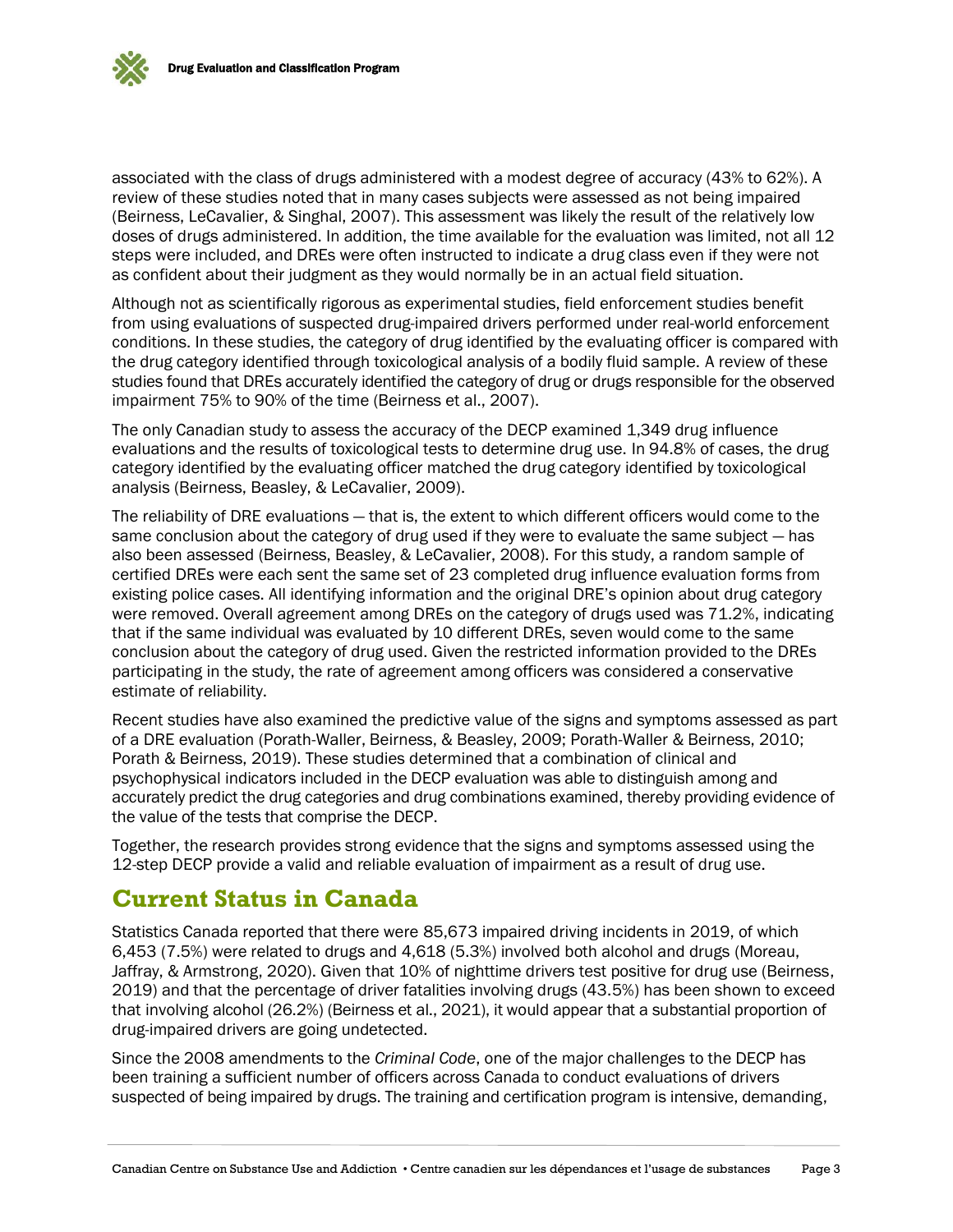associated with the class of drugs administered with a modest degree of accuracy (43% to 62%). A review of these studies noted that in many cases subjects were assessed as not being impaired (Beirness, LeCavalier, & Singhal, 2007). This assessment was likely the result of the relatively low doses of drugs administered. In addition, the time available for the evaluation was limited, not all 12 steps were included, and DREs were often instructed to indicate a drug class even if they were not as confident about their judgment as they would normally be in an actual field situation.

Although not as scientifically rigorous as experimental studies, field enforcement studies benefit from using evaluations of suspected drug-impaired drivers performed under real-world enforcement conditions. In these studies, the category of drug identified by the evaluating officer is compared with the drug category identified through toxicological analysis of a bodily fluid sample. A review of these studies found that DREs accurately identified the category of drug or drugs responsible for the observed impairment 75% to 90% of the time (Beirness et al., 2007).

The only Canadian study to assess the accuracy of the DECP examined 1,349 drug influence evaluations and the results of toxicological tests to determine drug use. In 94.8% of cases, the drug category identified by the evaluating officer matched the drug category identified by toxicological analysis (Beirness, Beasley, & LeCavalier, 2009).

The reliability of DRE evaluations — that is, the extent to which different officers would come to the same conclusion about the category of drug used if they were to evaluate the same subject — has also been assessed (Beirness, Beasley, & LeCavalier, 2008). For this study, a random sample of certified DREs were each sent the same set of 23 completed drug influence evaluation forms from existing police cases. All identifying information and the original DRE's opinion about drug category were removed. Overall agreement among DREs on the category of drugs used was 71.2%, indicating that if the same individual was evaluated by 10 different DREs, seven would come to the same conclusion about the category of drug used. Given the restricted information provided to the DREs participating in the study, the rate of agreement among officers was considered a conservative estimate of reliability.

Recent studies have also examined the predictive value of the signs and symptoms assessed as part of a DRE evaluation (Porath-Waller, Beirness, & Beasley, 2009; Porath-Waller & Beirness, 2010; Porath & Beirness, 2019). These studies determined that a combination of clinical and psychophysical indicators included in the DECP evaluation was able to distinguish among and accurately predict the drug categories and drug combinations examined, thereby providing evidence of the value of the tests that comprise the DECP.

Together, the research provides strong evidence that the signs and symptoms assessed using the 12-step DECP provide a valid and reliable evaluation of impairment as a result of drug use.

## Current Status in Canada

Statistics Canada reported that there were 85,673 impaired driving incidents in 2019, of which 6,453 (7.5%) were related to drugs and 4,618 (5.3%) involved both alcohol and drugs (Moreau, Jaffray, & Armstrong, 2020). Given that 10% of nighttime drivers test positive for drug use (Beirness, 2019) and that the percentage of driver fatalities involving drugs (43.5%) has been shown to exceed that involving alcohol (26.2%) (Beirness et al., 2021), it would appear that a substantial proportion of drug-impaired drivers are going undetected.

Since the 2008 amendments to the *Criminal Code*, one of the major challenges to the DECP has been training a sufficient number of officers across Canada to conduct evaluations of drivers suspected of being impaired by drugs. The training and certification program is intensive, demanding,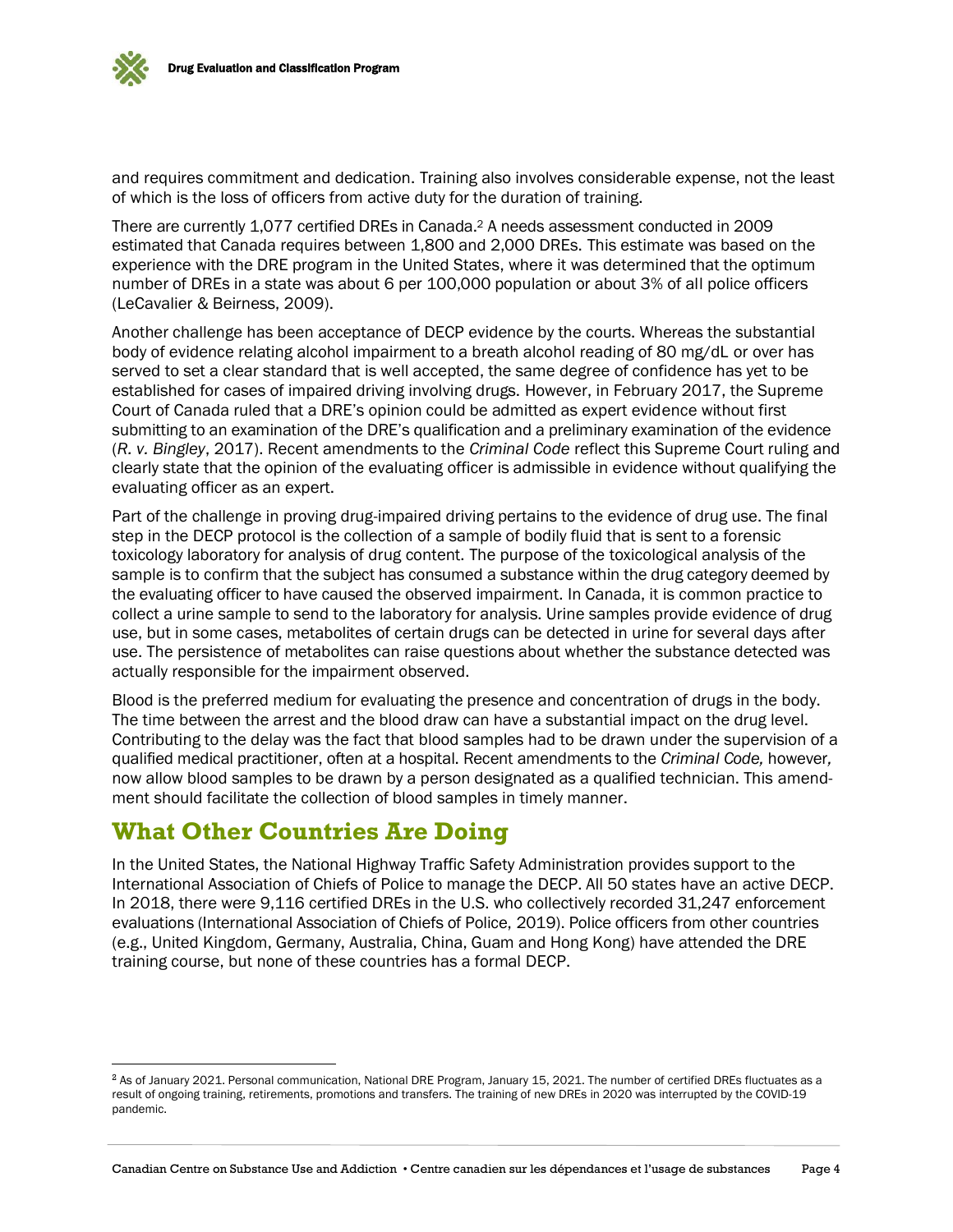and requires commitment and dedication. Training also involves considerable expense, not the least of which is the loss of officers from active duty for the duration of training.

There are currently 1,077 certified DREs in Canada.[2] A needs assessment conducted in 2009 estimated that Canada requires between 1,800 and 2,000 DREs. This estimate was based on the experience with the DRE program in the United States, where it was determined that the optimum number of DREs in a state was about 6 per 100,000 population or about 3% of all police officers (LeCavalier & Beirness, 2009).

Another challenge has been acceptance of DECP evidence by the courts. Whereas the substantial body of evidence relating alcohol impairment to a breath alcohol reading of 80 mg/dL or over has served to set a clear standard that is well accepted, the same degree of confidence has yet to be established for cases of impaired driving involving drugs. However, in February 2017, the Supreme Court of Canada ruled that a DRE's opinion could be admitted as expert evidence without first submitting to an examination of the DRE's qualification and a preliminary examination of the evidence (*R. v. Bingley*, 2017). Recent amendments to the *Criminal Code* reflect this Supreme Court ruling and clearly state that the opinion of the evaluating officer is admissible in evidence without qualifying the evaluating officer as an expert.

Part of the challenge in proving drug-impaired driving pertains to the evidence of drug use. The final step in the DECP protocol is the collection of a sample of bodily fluid that is sent to a forensic toxicology laboratory for analysis of drug content. The purpose of the toxicological analysis of the sample is to confirm that the subject has consumed a substance within the drug category deemed by the evaluating officer to have caused the observed impairment. In Canada, it is common practice to collect a urine sample to send to the laboratory for analysis. Urine samples provide evidence of drug use, but in some cases, metabolites of certain drugs can be detected in urine for several days after use. The persistence of metabolites can raise questions about whether the substance detected was actually responsible for the impairment observed.

Blood is the preferred medium for evaluating the presence and concentration of drugs in the body. The time between the arrest and the blood draw can have a substantial impact on the drug level. Contributing to the delay was the fact that blood samples had to be drawn under the supervision of a qualified medical practitioner, often at a hospital. Recent amendments to the *Criminal Code,* however*,* now allow blood samples to be drawn by a person designated as a qualified technician. This amendment should facilitate the collection of blood samples in timely manner.

## What Other Countries Are Doing

In the United States, the National Highway Traffic Safety Administration provides support to the International Association of Chiefs of Police to manage the DECP. All 50 states have an active DECP. In 2018, there were 9,116 certified DREs in the U.S. who collectively recorded 31,247 enforcement evaluations (International Association of Chiefs of Police, 2019). Police officers from other countries (e.g., United Kingdom, Germany, Australia, China, Guam and Hong Kong) have attended the DRE training course, but none of these countries has a formal DECP.

---

[2] As of January 2021. Personal communication, National DRE Program, January 15, 2021. The number of certified DREs fluctuates as a result of ongoing training, retirements, promotions and transfers. The training of new DREs in 2020 was interrupted by the COVID-19 pandemic.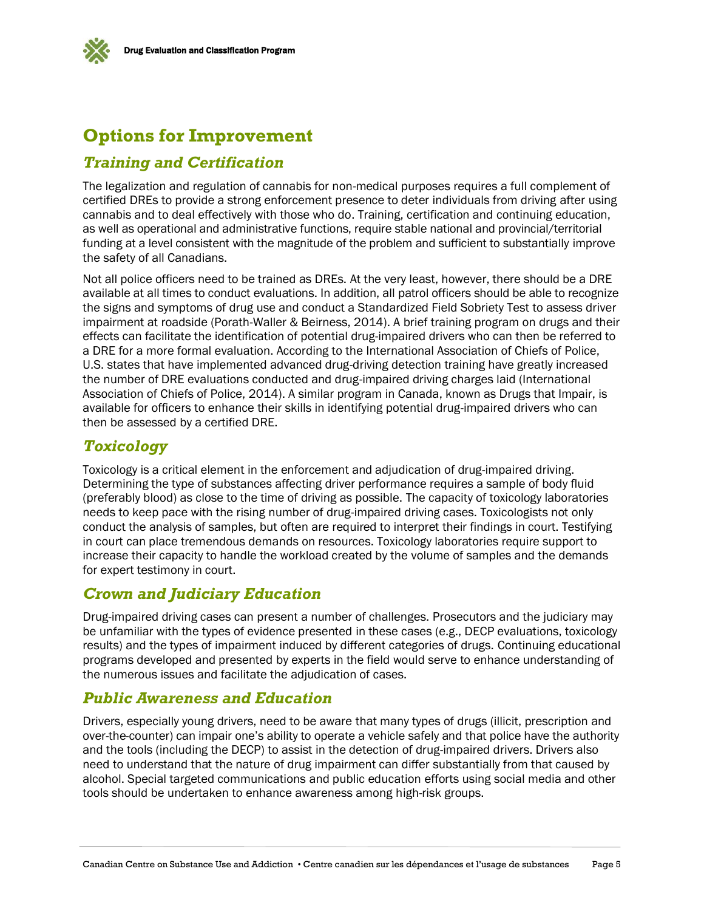## Options for Improvement

### *Training and Certification*

The legalization and regulation of cannabis for non-medical purposes requires a full complement of certified DREs to provide a strong enforcement presence to deter individuals from driving after using cannabis and to deal effectively with those who do. Training, certification and continuing education, as well as operational and administrative functions, require stable national and provincial/territorial funding at a level consistent with the magnitude of the problem and sufficient to substantially improve the safety of all Canadians.

Not all police officers need to be trained as DREs. At the very least, however, there should be a DRE available at all times to conduct evaluations. In addition, all patrol officers should be able to recognize the signs and symptoms of drug use and conduct a Standardized Field Sobriety Test to assess driver impairment at roadside (Porath-Waller & Beirness, 2014). A brief training program on drugs and their effects can facilitate the identification of potential drug-impaired drivers who can then be referred to a DRE for a more formal evaluation. According to the International Association of Chiefs of Police, U.S. states that have implemented advanced drug-driving detection training have greatly increased the number of DRE evaluations conducted and drug-impaired driving charges laid (International Association of Chiefs of Police, 2014). A similar program in Canada, known as Drugs that Impair, is available for officers to enhance their skills in identifying potential drug-impaired drivers who can then be assessed by a certified DRE.

### *Toxicology*

Toxicology is a critical element in the enforcement and adjudication of drug-impaired driving. Determining the type of substances affecting driver performance requires a sample of body fluid (preferably blood) as close to the time of driving as possible. The capacity of toxicology laboratories needs to keep pace with the rising number of drug-impaired driving cases. Toxicologists not only conduct the analysis of samples, but often are required to interpret their findings in court. Testifying in court can place tremendous demands on resources. Toxicology laboratories require support to increase their capacity to handle the workload created by the volume of samples and the demands for expert testimony in court.

### *Crown and Judiciary Education*

Drug-impaired driving cases can present a number of challenges. Prosecutors and the judiciary may be unfamiliar with the types of evidence presented in these cases (e.g., DECP evaluations, toxicology results) and the types of impairment induced by different categories of drugs. Continuing educational programs developed and presented by experts in the field would serve to enhance understanding of the numerous issues and facilitate the adjudication of cases.

### *Public Awareness and Education*

Drivers, especially young drivers, need to be aware that many types of drugs (illicit, prescription and over-the-counter) can impair one's ability to operate a vehicle safely and that police have the authority and the tools (including the DECP) to assist in the detection of drug-impaired drivers. Drivers also need to understand that the nature of drug impairment can differ substantially from that caused by alcohol. Special targeted communications and public education efforts using social media and other tools should be undertaken to enhance awareness among high-risk groups.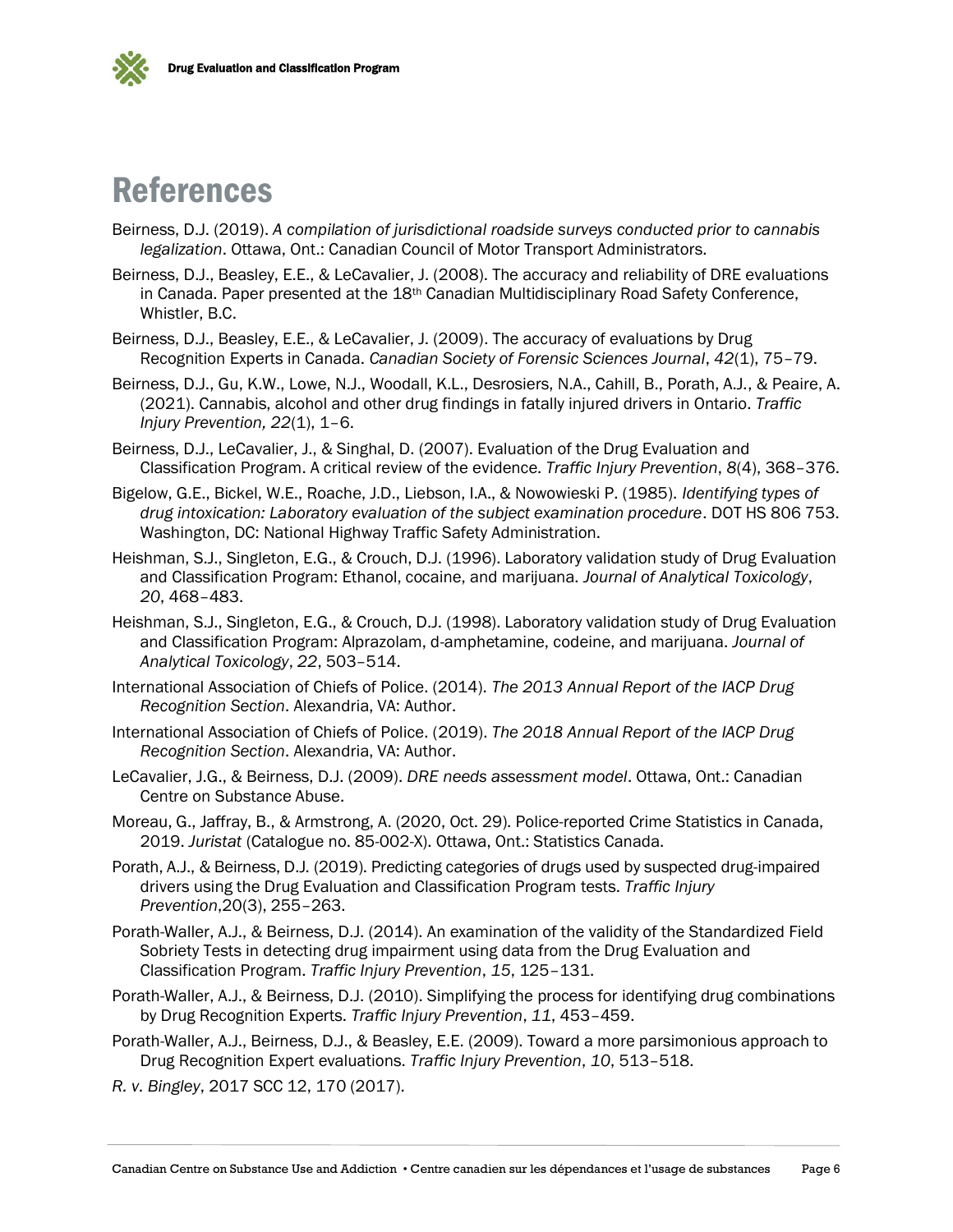# References

Beirness, D.J. (2019). *A compilation of jurisdictional roadside surveys conducted prior to cannabis legalization*. Ottawa, Ont.: Canadian Council of Motor Transport Administrators.

Beirness, D.J., Beasley, E.E., & LeCavalier, J. (2008). The accuracy and reliability of DRE evaluations in Canada. Paper presented at the 18th Canadian Multidisciplinary Road Safety Conference, Whistler, B.C.

Beirness, D.J., Beasley, E.E., & LeCavalier, J. (2009). The accuracy of evaluations by Drug Recognition Experts in Canada. *Canadian Society of Forensic Sciences Journal*, *42*(1), 75–79.

Beirness, D.J., Gu, K.W., Lowe, N.J., Woodall, K.L., Desrosiers, N.A., Cahill, B., Porath, A.J., & Peaire, A. (2021). Cannabis, alcohol and other drug findings in fatally injured drivers in Ontario. *Traffic Injury Prevention, 22*(1), 1–6.

Beirness, D.J., LeCavalier, J., & Singhal, D. (2007). Evaluation of the Drug Evaluation and Classification Program. A critical review of the evidence. *Traffic Injury Prevention*, *8*(4), 368–376.

Bigelow, G.E., Bickel, W.E., Roache, J.D., Liebson, I.A., & Nowowieski P. (1985). *Identifying types of drug intoxication: Laboratory evaluation of the subject examination procedure*. DOT HS 806 753. Washington, DC: National Highway Traffic Safety Administration.

Heishman, S.J., Singleton, E.G., & Crouch, D.J. (1996). Laboratory validation study of Drug Evaluation and Classification Program: Ethanol, cocaine, and marijuana. *Journal of Analytical Toxicology*, *20*, 468–483.

Heishman, S.J., Singleton, E.G., & Crouch, D.J. (1998). Laboratory validation study of Drug Evaluation and Classification Program: Alprazolam, d-amphetamine, codeine, and marijuana. *Journal of Analytical Toxicology*, *22*, 503–514.

International Association of Chiefs of Police. (2014). *The 2013 Annual Report of the IACP Drug Recognition Section*. Alexandria, VA: Author.

International Association of Chiefs of Police. (2019). *The 2018 Annual Report of the IACP Drug Recognition Section*. Alexandria, VA: Author.

LeCavalier, J.G., & Beirness, D.J. (2009). *DRE needs assessment model*. Ottawa, Ont.: Canadian Centre on Substance Abuse.

Moreau, G., Jaffray, B., & Armstrong, A. (2020, Oct. 29). Police-reported Crime Statistics in Canada, 2019. *Juristat* (Catalogue no. 85-002-X). Ottawa, Ont.: Statistics Canada.

Porath, A.J., & Beirness, D.J. (2019). Predicting categories of drugs used by suspected drug-impaired drivers using the Drug Evaluation and Classification Program tests. *Traffic Injury Prevention*,20(3), 255–263.

Porath-Waller, A.J., & Beirness, D.J. (2014). An examination of the validity of the Standardized Field Sobriety Tests in detecting drug impairment using data from the Drug Evaluation and Classification Program. *Traffic Injury Prevention*, *15*, 125–131.

Porath-Waller, A.J., & Beirness, D.J. (2010). Simplifying the process for identifying drug combinations by Drug Recognition Experts. *Traffic Injury Prevention*, *11*, 453–459.

Porath-Waller, A.J., Beirness, D.J., & Beasley, E.E. (2009). Toward a more parsimonious approach to Drug Recognition Expert evaluations. *Traffic Injury Prevention*, *10*, 513–518.

*R. v. Bingley*, 2017 SCC 12, 170 (2017).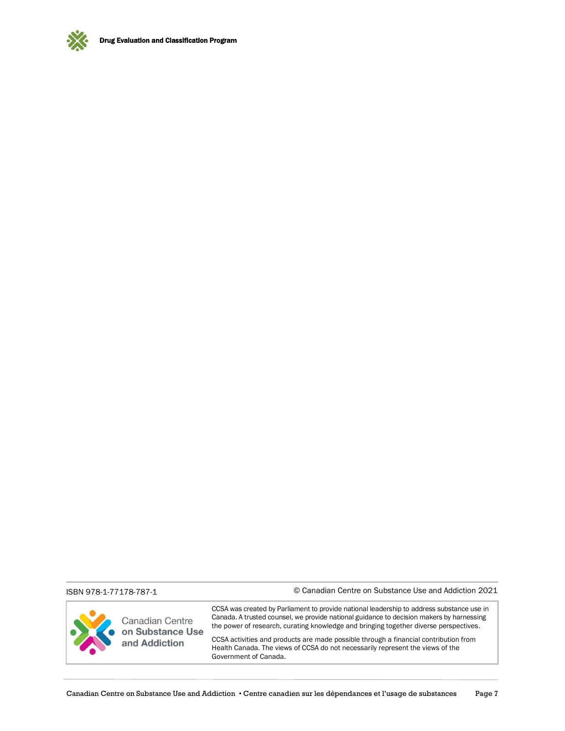ISBN 978-1-77178-787-1

© Canadian Centre on Substance Use and Addiction 2021

Canadian Centre on Substance Use and Addiction

CCSA was created by Parliament to provide national leadership to address substance use in Canada. A trusted counsel, we provide national guidance to decision makers by harnessing the power of research, curating knowledge and bringing together diverse perspectives.

CCSA activities and products are made possible through a financial contribution from Health Canada. The views of CCSA do not necessarily represent the views of the Government of Canada.